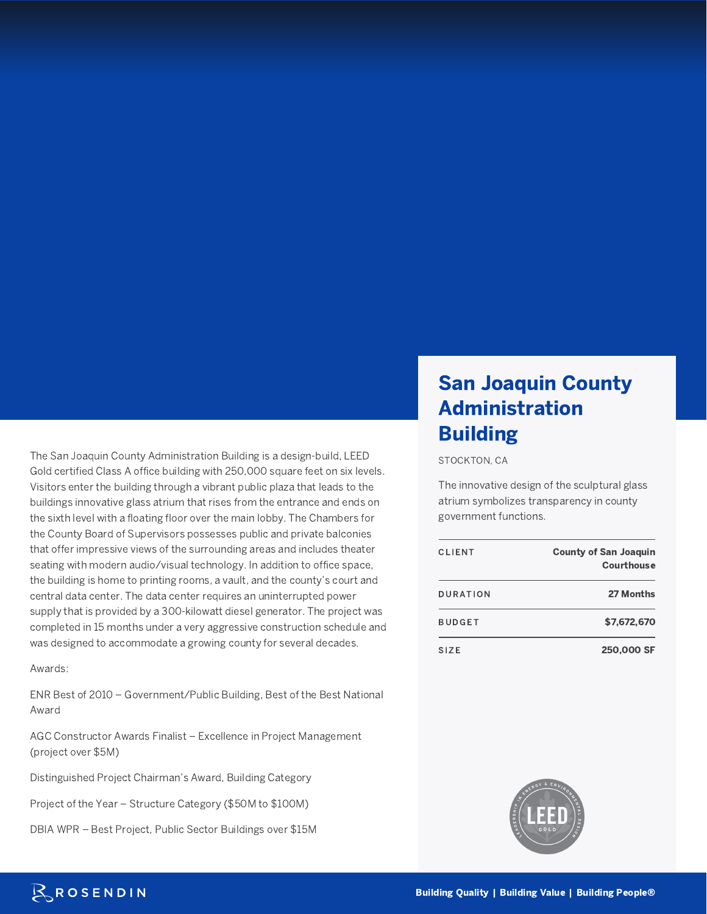# San Joaquin County Administration Building

STOCKTON, CA

The innovative design of the sculptural glass atrium symbolizes transparency in county government functions.

| CLIENT | County of San Joaquin Courthouse |
|---|---|
| DURATION | 27 Months |
| BUDGET | $7,672,670 |
| SIZE | 250,000 SF |

The San Joaquin County Administration Building is a design-build, LEED Gold certified Class A office building with 250,000 square feet on six levels. Visitors enter the building through a vibrant public plaza that leads to the buildings innovative glass atrium that rises from the entrance and ends on the sixth level with a floating floor over the main lobby. The Chambers for the County Board of Supervisors possesses public and private balconies that offer impressive views of the surrounding areas and includes theater seating with modern audio/visual technology. In addition to office space, the building is home to printing rooms, a vault, and the county's court and central data center. The data center requires an uninterrupted power supply that is provided by a 300-kilowatt diesel generator. The project was completed in 15 months under a very aggressive construction schedule and was designed to accommodate a growing county for several decades.

Awards:

ENR Best of 2010 – Government/Public Building, Best of the Best National Award

AGC Constructor Awards Finalist – Excellence in Project Management (project over $5M)

Distinguished Project Chairman's Award, Building Category

Project of the Year – Structure Category ($50M to $100M)

DBIA WPR – Best Project, Public Sector Buildings over $15M

ROSENDIN

Building Quality | Building Value | Building People®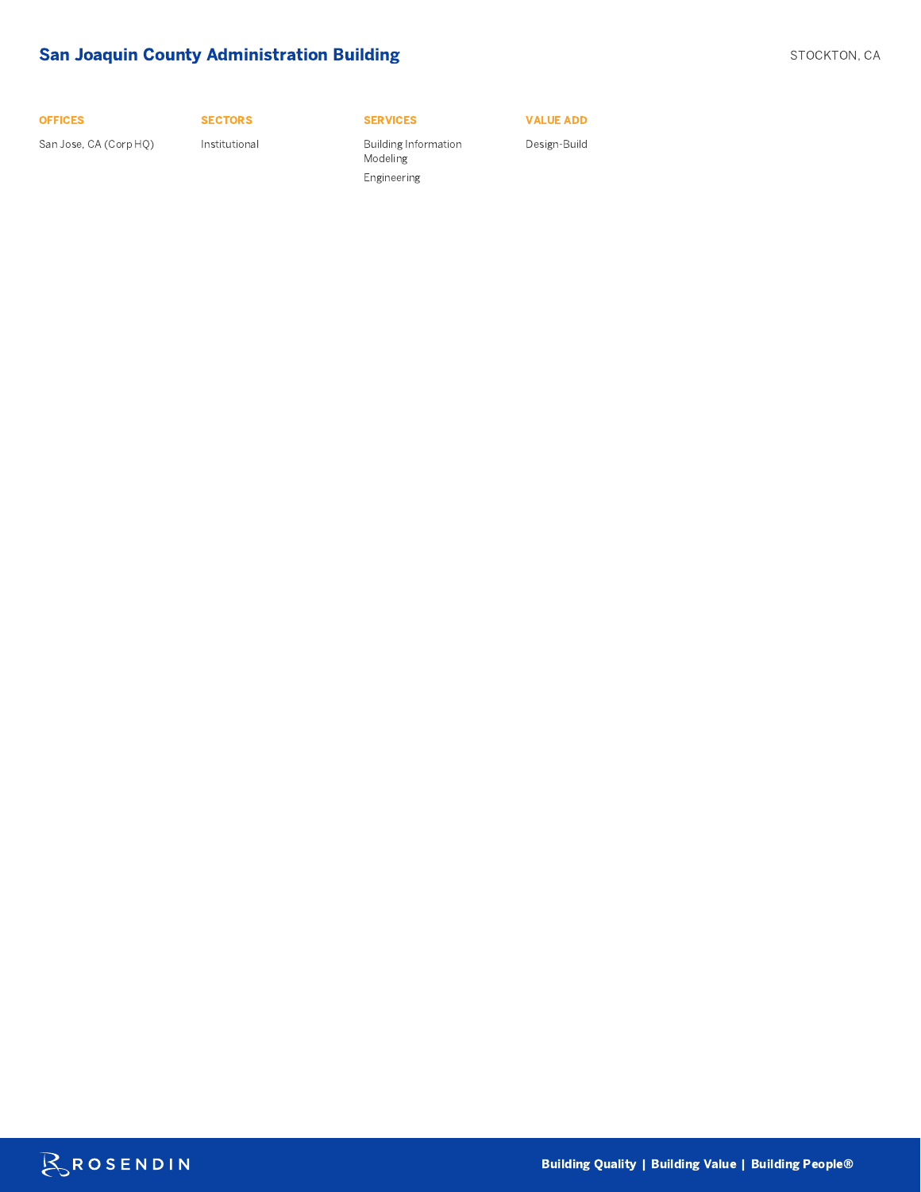## San Joaquin County Administration Building

STOCKTON, CA

**OFFICES**

San Jose, CA (Corp HQ)

**SECTORS**

Institutional

**SERVICES**

Building Information Modeling

Engineering

**VALUE ADD**

Design-Build